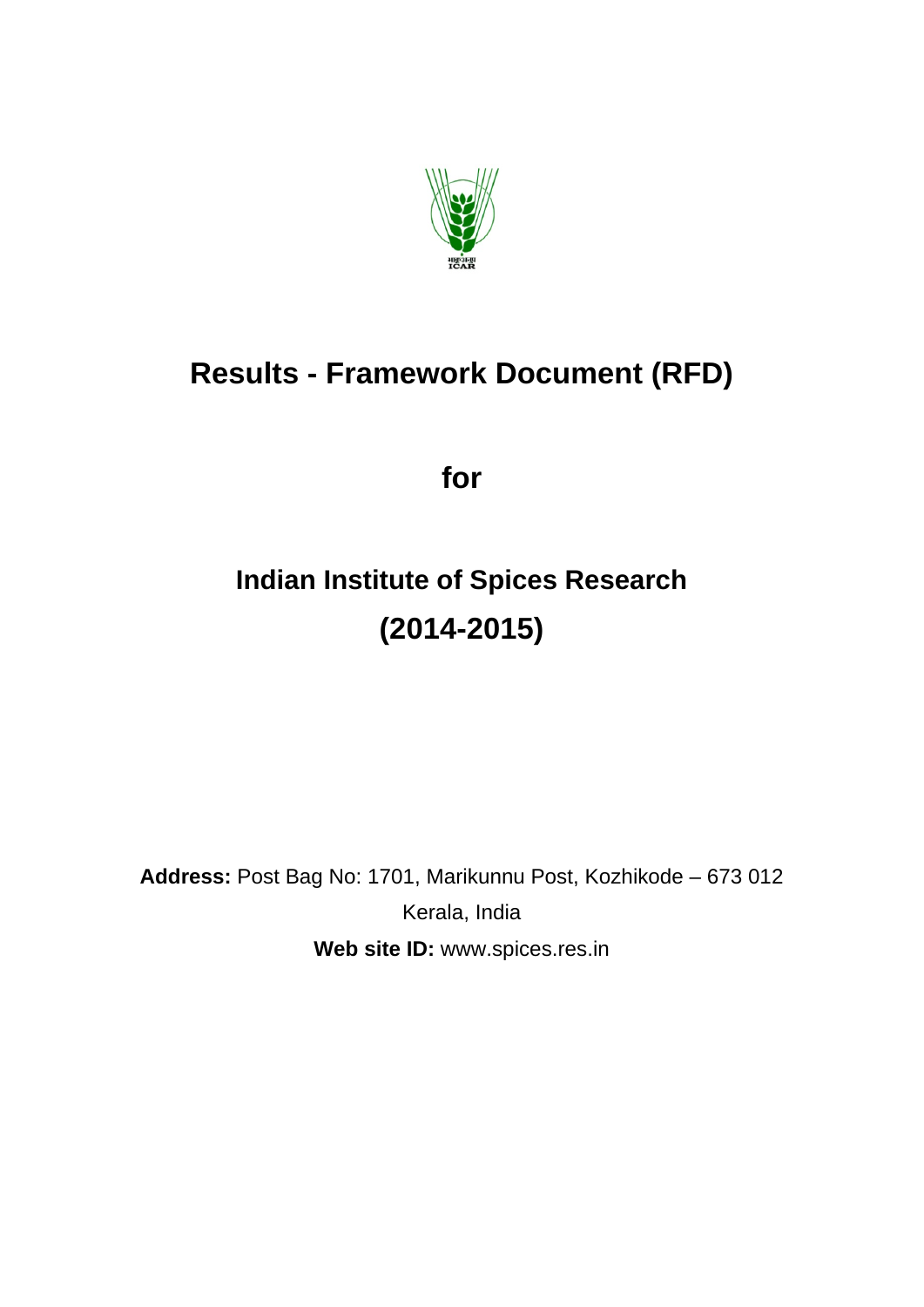# Results - Framework Document (RFD)

## for

# Indian Institute of Spices Research (2014-2015)

**Address:** Post Bag No: 1701, Marikunnu Post, Kozhikode – 673 012

Kerala, India

**Web site ID:** www.spices.res.in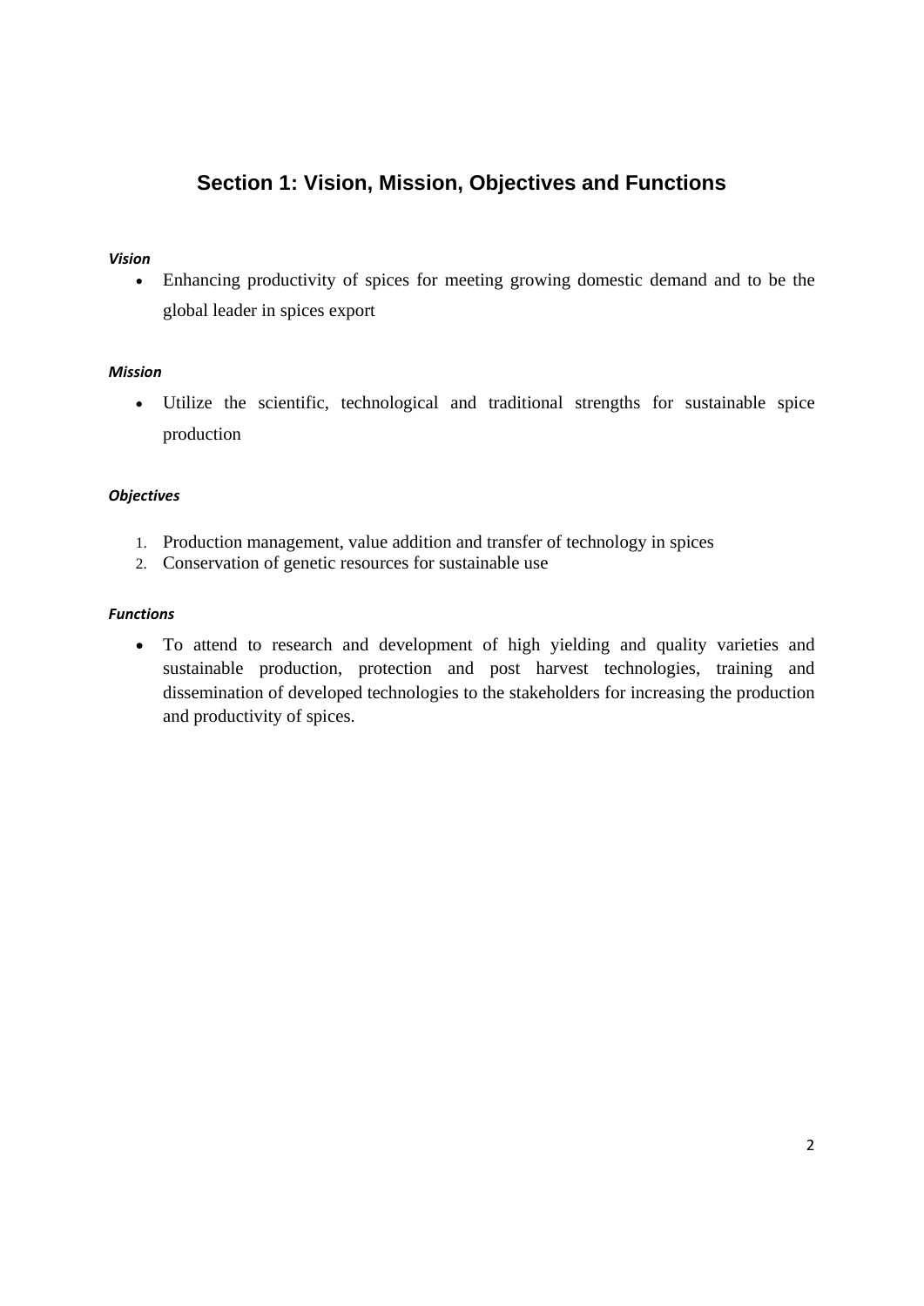## Section 1: Vision, Mission, Objectives and Functions

***Vision***

- Enhancing productivity of spices for meeting growing domestic demand and to be the global leader in spices export

***Mission***

- Utilize the scientific, technological and traditional strengths for sustainable spice production

***Objectives***

1. Production management, value addition and transfer of technology in spices
2. Conservation of genetic resources for sustainable use

***Functions***

- To attend to research and development of high yielding and quality varieties and sustainable production, protection and post harvest technologies, training and dissemination of developed technologies to the stakeholders for increasing the production and productivity of spices.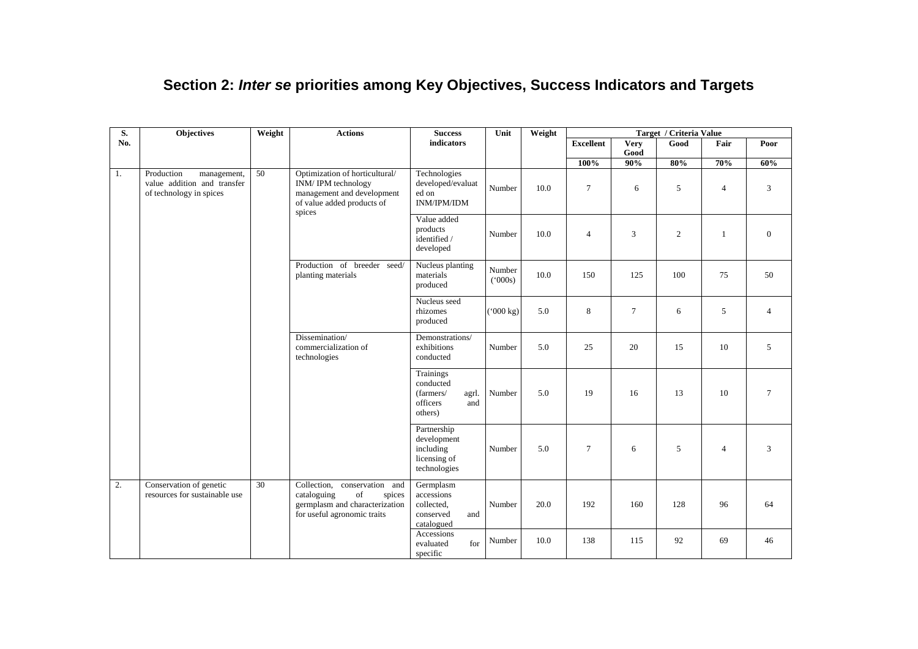## Section 2: *Inter se* priorities among Key Objectives, Success Indicators and Targets

| S. No. | Objectives | Weight | Actions | Success indicators | Unit | Weight | Target / Criteria Value | | | | |
|---|---|---|---|---|---|---|---|---|---|---|---|
| | | | | | | | Excellent | Very Good | Good | Fair | Poor |
| | | | | | | | 100% | 90% | 80% | 70% | 60% |
| 1. | Production management, value addition and transfer of technology in spices | 50 | Optimization of horticultural/ INM/ IPM technology management and development of value added products of spices | Technologies developed/evaluated on INM/IPM/IDM | Number | 10.0 | 7 | 6 | 5 | 4 | 3 |
| | | | | Value added products identified / developed | Number | 10.0 | 4 | 3 | 2 | 1 | 0 |
| | | | Production of breeder seed/ planting materials | Nucleus planting materials produced | Number ('000s) | 10.0 | 150 | 125 | 100 | 75 | 50 |
| | | | | Nucleus seed rhizomes produced | ('000 kg) | 5.0 | 8 | 7 | 6 | 5 | 4 |
| | | | Dissemination/ commercialization of technologies | Demonstrations/ exhibitions conducted | Number | 5.0 | 25 | 20 | 15 | 10 | 5 |
| | | | | Trainings conducted (farmers/ agrl. officers and others) | Number | 5.0 | 19 | 16 | 13 | 10 | 7 |
| | | | | Partnership development including licensing of technologies | Number | 5.0 | 7 | 6 | 5 | 4 | 3 |
| 2. | Conservation of genetic resources for sustainable use | 30 | Collection, conservation and cataloguing of spices germplasm and characterization for useful agronomic traits | Germplasm accessions collected, conserved and catalogued | Number | 20.0 | 192 | 160 | 128 | 96 | 64 |
| | | | | Accessions evaluated for specific | Number | 10.0 | 138 | 115 | 92 | 69 | 46 |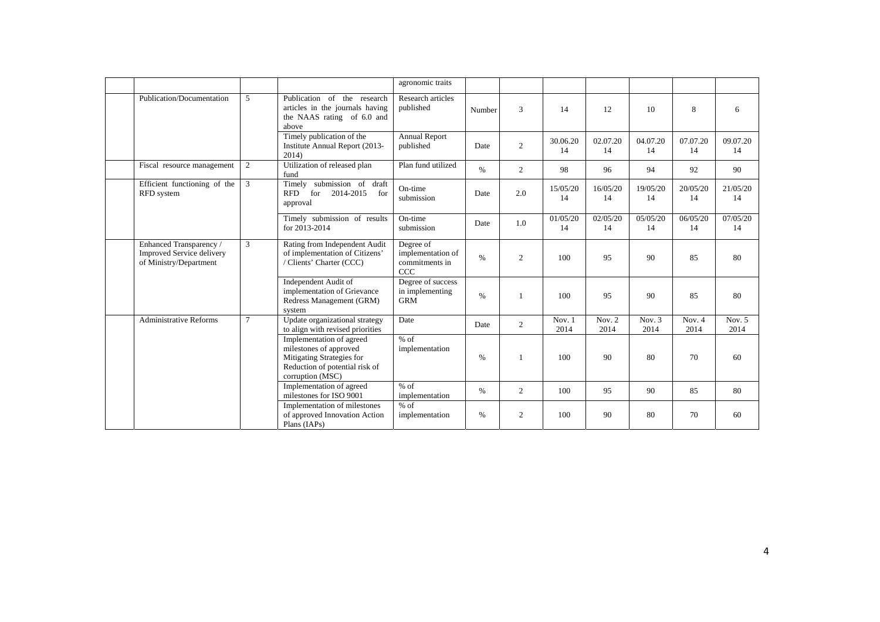|  |  |  |  |  |  |  |  |  |  |  |  |
|---|---|---|---|---|---|---|---|---|---|---|---|
|  |  |  |  | agronomic traits |  |  |  |  |  |  |  |
|  | Publication/Documentation | 5 | Publication of the research articles in the journals having the NAAS rating of 6.0 and above | Research articles published | Number | 3 | 14 | 12 | 10 | 8 | 6 |
|  |  |  | Timely publication of the Institute Annual Report (2013-2014) | Annual Report published | Date | 2 | 30.06.2014 | 02.07.2014 | 04.07.2014 | 07.07.2014 | 09.07.2014 |
|  | Fiscal resource management | 2 | Utilization of released plan fund | Plan fund utilized | % | 2 | 98 | 96 | 94 | 92 | 90 |
|  | Efficient functioning of the RFD system | 3 | Timely submission of draft RFD for 2014-2015 for approval | On-time submission | Date | 2.0 | 15/05/2014 | 16/05/2014 | 19/05/2014 | 20/05/2014 | 21/05/2014 |
|  |  |  | Timely submission of results for 2013-2014 | On-time submission | Date | 1.0 | 01/05/2014 | 02/05/2014 | 05/05/2014 | 06/05/2014 | 07/05/2014 |
|  | Enhanced Transparency / Improved Service delivery of Ministry/Department | 3 | Rating from Independent Audit of implementation of Citizens' / Clients' Charter (CCC) | Degree of implementation of commitments in CCC | % | 2 | 100 | 95 | 90 | 85 | 80 |
|  |  |  | Independent Audit of implementation of Grievance Redress Management (GRM) system | Degree of success in implementing GRM | % | 1 | 100 | 95 | 90 | 85 | 80 |
|  | Administrative Reforms | 7 | Update organizational strategy to align with revised priorities | Date | Date | 2 | Nov. 1 2014 | Nov. 2 2014 | Nov. 3 2014 | Nov. 4 2014 | Nov. 5 2014 |
|  |  |  | Implementation of agreed milestones of approved Mitigating Strategies for Reduction of potential risk of corruption (MSC) | % of implementation | % | 1 | 100 | 90 | 80 | 70 | 60 |
|  |  |  | Implementation of agreed milestones for ISO 9001 | % of implementation | % | 2 | 100 | 95 | 90 | 85 | 80 |
|  |  |  | Implementation of milestones of approved Innovation Action Plans (IAPs) | % of implementation | % | 2 | 100 | 90 | 80 | 70 | 60 |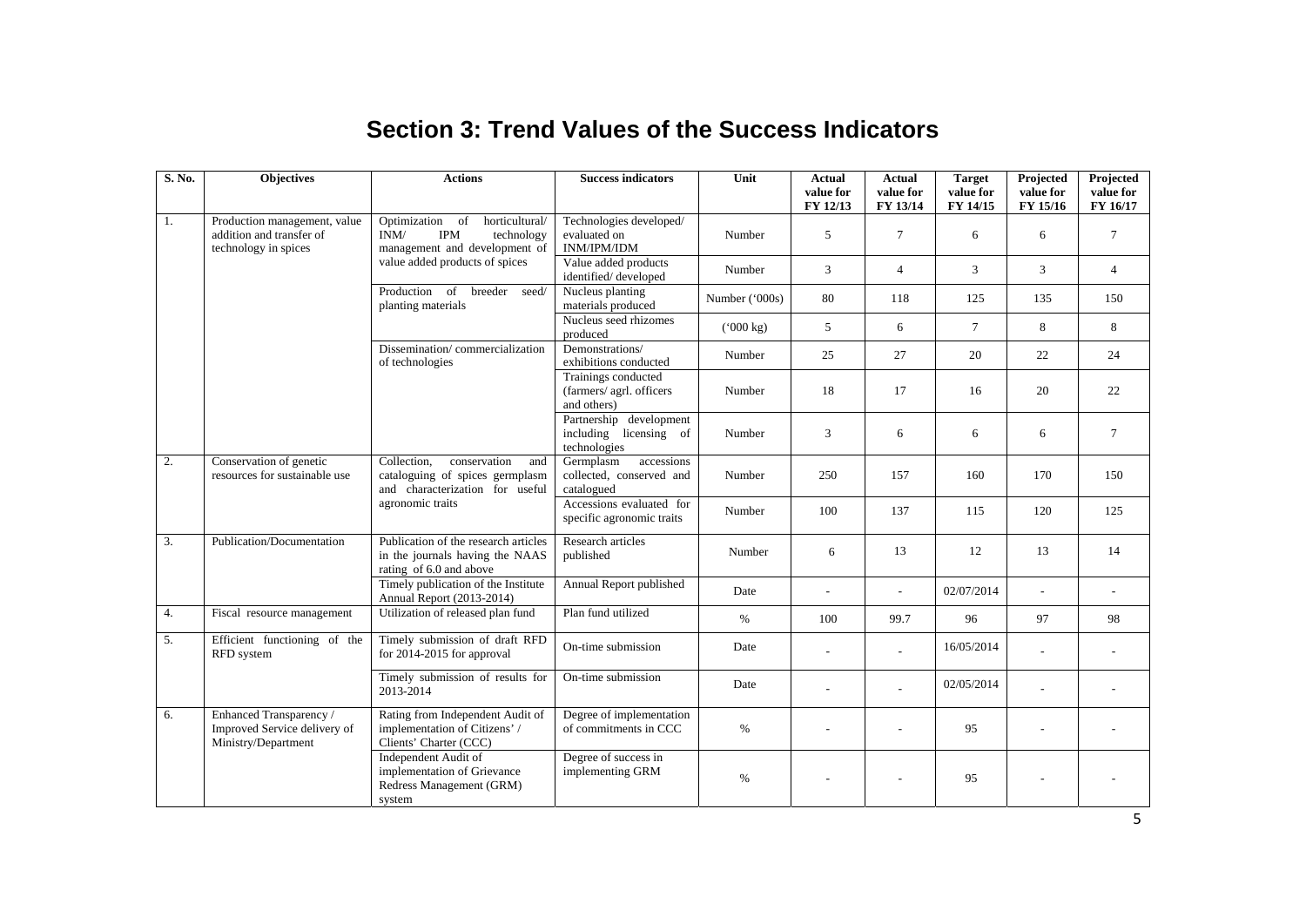# Section 3: Trend Values of the Success Indicators

| S. No. | Objectives | Actions | Success indicators | Unit | Actual value for FY 12/13 | Actual value for FY 13/14 | Target value for FY 14/15 | Projected value for FY 15/16 | Projected value for FY 16/17 |
|---|---|---|---|---|---|---|---|---|---|
| 1. | Production management, value addition and transfer of technology in spices | Optimization of horticultural/ INM/ IPM technology management and development of value added products of spices | Technologies developed/ evaluated on INM/IPM/IDM | Number | 5 | 7 | 6 | 6 | 7 |
| | | | Value added products identified/ developed | Number | 3 | 4 | 3 | 3 | 4 |
| | | Production of breeder seed/ planting materials | Nucleus planting materials produced | Number ('000s) | 80 | 118 | 125 | 135 | 150 |
| | | | Nucleus seed rhizomes produced | ('000 kg) | 5 | 6 | 7 | 8 | 8 |
| | | Dissemination/ commercialization of technologies | Demonstrations/ exhibitions conducted | Number | 25 | 27 | 20 | 22 | 24 |
| | | | Trainings conducted (farmers/ agrl. officers and others) | Number | 18 | 17 | 16 | 20 | 22 |
| | | | Partnership development including licensing of technologies | Number | 3 | 6 | 6 | 6 | 7 |
| 2. | Conservation of genetic resources for sustainable use | Collection, conservation and cataloguing of spices germplasm and characterization for useful agronomic traits | Germplasm accessions collected, conserved and catalogued | Number | 250 | 157 | 160 | 170 | 150 |
| | | | Accessions evaluated for specific agronomic traits | Number | 100 | 137 | 115 | 120 | 125 |
| 3. | Publication/Documentation | Publication of the research articles in the journals having the NAAS rating of 6.0 and above | Research articles published | Number | 6 | 13 | 12 | 13 | 14 |
| | | Timely publication of the Institute Annual Report (2013-2014) | Annual Report published | Date | - | - | 02/07/2014 | - | - |
| 4. | Fiscal resource management | Utilization of released plan fund | Plan fund utilized | % | 100 | 99.7 | 96 | 97 | 98 |
| 5. | Efficient functioning of the RFD system | Timely submission of draft RFD for 2014-2015 for approval | On-time submission | Date | - | - | 16/05/2014 | - | - |
| | | Timely submission of results for 2013-2014 | On-time submission | Date | - | - | 02/05/2014 | - | - |
| 6. | Enhanced Transparency / Improved Service delivery of Ministry/Department | Rating from Independent Audit of implementation of Citizens' / Clients' Charter (CCC) | Degree of implementation of commitments in CCC | % | - | - | 95 | - | - |
| | | Independent Audit of implementation of Grievance Redress Management (GRM) system | Degree of success in implementing GRM | % | - | - | 95 | - | - |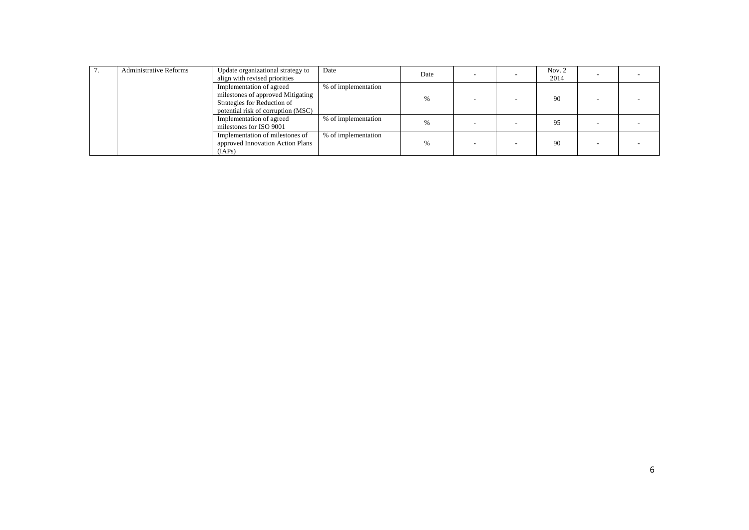| 7. | Administrative Reforms | Update organizational strategy to align with revised priorities | Date | Date | - | - | Nov. 2 2014 | - | - |
|---|---|---|---|---|---|---|---|---|---|
| | | Implementation of agreed milestones of approved Mitigating Strategies for Reduction of potential risk of corruption (MSC) | % of implementation | % | - | - | 90 | - | - |
| | | Implementation of agreed milestones for ISO 9001 | % of implementation | % | - | - | 95 | - | - |
| | | Implementation of milestones of approved Innovation Action Plans (IAPs) | % of implementation | % | - | - | 90 | - | - |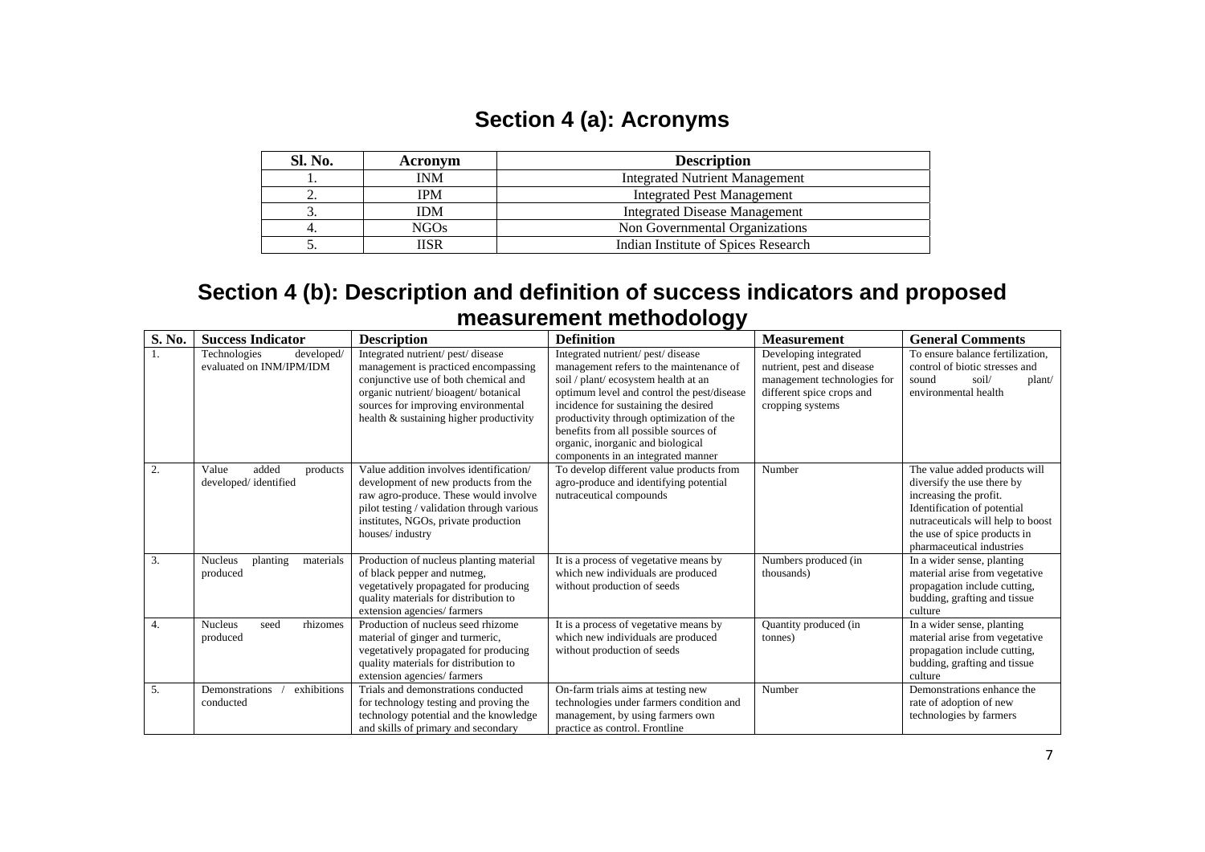## Section 4 (a): Acronyms

| Sl. No. | Acronym | Description |
|---|---|---|
| 1. | INM | Integrated Nutrient Management |
| 2. | IPM | Integrated Pest Management |
| 3. | IDM | Integrated Disease Management |
| 4. | NGOs | Non Governmental Organizations |
| 5. | IISR | Indian Institute of Spices Research |

## Section 4 (b): Description and definition of success indicators and proposed measurement methodology

| S. No. | Success Indicator | Description | Definition | Measurement | General Comments |
|---|---|---|---|---|---|
| 1. | Technologies developed/ evaluated on INM/IPM/IDM | Integrated nutrient/ pest/ disease management is practiced encompassing conjunctive use of both chemical and organic nutrient/ bioagent/ botanical sources for improving environmental health & sustaining higher productivity | Integrated nutrient/ pest/ disease management refers to the maintenance of soil / plant/ ecosystem health at an optimum level and control the pest/disease incidence for sustaining the desired productivity through optimization of the benefits from all possible sources of organic, inorganic and biological components in an integrated manner | Developing integrated nutrient, pest and disease management technologies for different spice crops and cropping systems | To ensure balance fertilization, control of biotic stresses and sound soil/ plant/ environmental health |
| 2. | Value added products developed/ identified | Value addition involves identification/ development of new products from the raw agro-produce. These would involve pilot testing / validation through various institutes, NGOs, private production houses/ industry | To develop different value products from agro-produce and identifying potential nutraceutical compounds | Number | The value added products will diversify the use there by increasing the profit. Identification of potential nutraceuticals will help to boost the use of spice products in pharmaceutical industries |
| 3. | Nucleus planting materials produced | Production of nucleus planting material of black pepper and nutmeg, vegetatively propagated for producing quality materials for distribution to extension agencies/ farmers | It is a process of vegetative means by which new individuals are produced without production of seeds | Numbers produced (in thousands) | In a wider sense, planting material arise from vegetative propagation include cutting, budding, grafting and tissue culture |
| 4. | Nucleus seed rhizomes produced | Production of nucleus seed rhizome material of ginger and turmeric, vegetatively propagated for producing quality materials for distribution to extension agencies/ farmers | It is a process of vegetative means by which new individuals are produced without production of seeds | Quantity produced (in tonnes) | In a wider sense, planting material arise from vegetative propagation include cutting, budding, grafting and tissue culture |
| 5. | Demonstrations / exhibitions conducted | Trials and demonstrations conducted for technology testing and proving the technology potential and the knowledge and skills of primary and secondary | On-farm trials aims at testing new technologies under farmers condition and management, by using farmers own practice as control. Frontline | Number | Demonstrations enhance the rate of adoption of new technologies by farmers |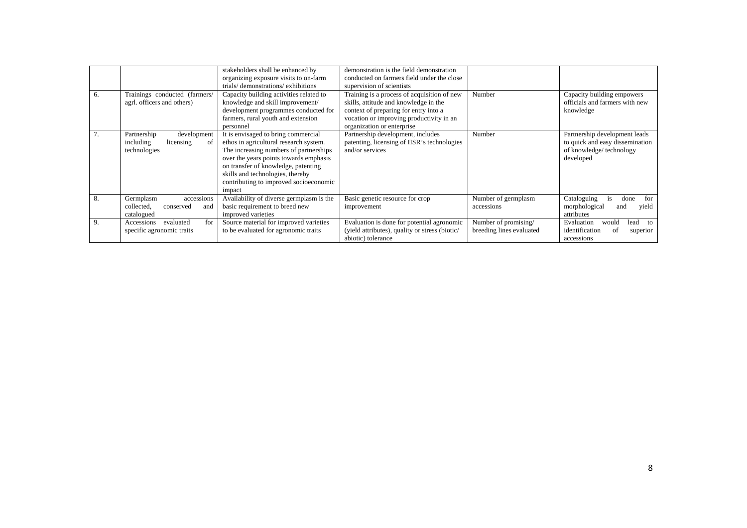|  |  | stakeholders shall be enhanced by organizing exposure visits to on-farm trials/ demonstrations/ exhibitions | demonstration is the field demonstration conducted on farmers field under the close supervision of scientists |  |  |
|---|---|---|---|---|---|
| 6. | Trainings conducted (farmers/ agrl. officers and others) | Capacity building activities related to knowledge and skill improvement/ development programmes conducted for farmers, rural youth and extension personnel | Training is a process of acquisition of new skills, attitude and knowledge in the context of preparing for entry into a vocation or improving productivity in an organization or enterprise | Number | Capacity building empowers officials and farmers with new knowledge |
| 7. | Partnership development including licensing of technologies | It is envisaged to bring commercial ethos in agricultural research system. The increasing numbers of partnerships over the years points towards emphasis on transfer of knowledge, patenting skills and technologies, thereby contributing to improved socioeconomic impact | Partnership development, includes patenting, licensing of IISR's technologies and/or services | Number | Partnership development leads to quick and easy dissemination of knowledge/ technology developed |
| 8. | Germplasm accessions collected, conserved and catalogued | Availability of diverse germplasm is the basic requirement to breed new improved varieties | Basic genetic resource for crop improvement | Number of germplasm accessions | Cataloguing is done for morphological and yield attributes |
| 9. | Accessions evaluated for specific agronomic traits | Source material for improved varieties to be evaluated for agronomic traits | Evaluation is done for potential agronomic (yield attributes), quality or stress (biotic/ abiotic) tolerance | Number of promising/ breeding lines evaluated | Evaluation would lead to identification of superior accessions |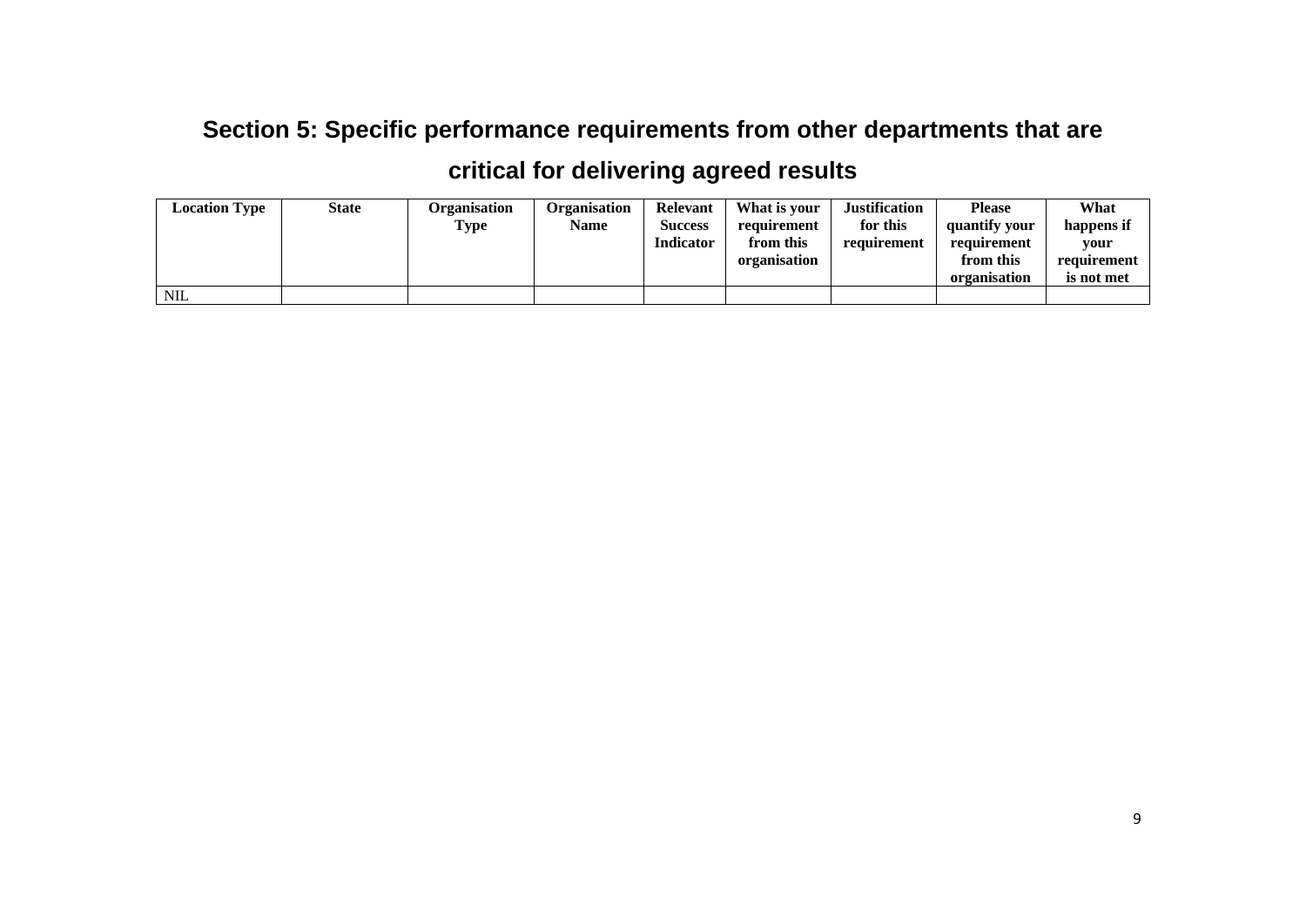## Section 5: Specific performance requirements from other departments that are critical for delivering agreed results

| Location Type | State | Organisation Type | Organisation Name | Relevant Success Indicator | What is your requirement from this organisation | Justification for this requirement | Please quantify your requirement from this organisation | What happens if your requirement is not met |
|---|---|---|---|---|---|---|---|---|
| NIL | | | | | | | | |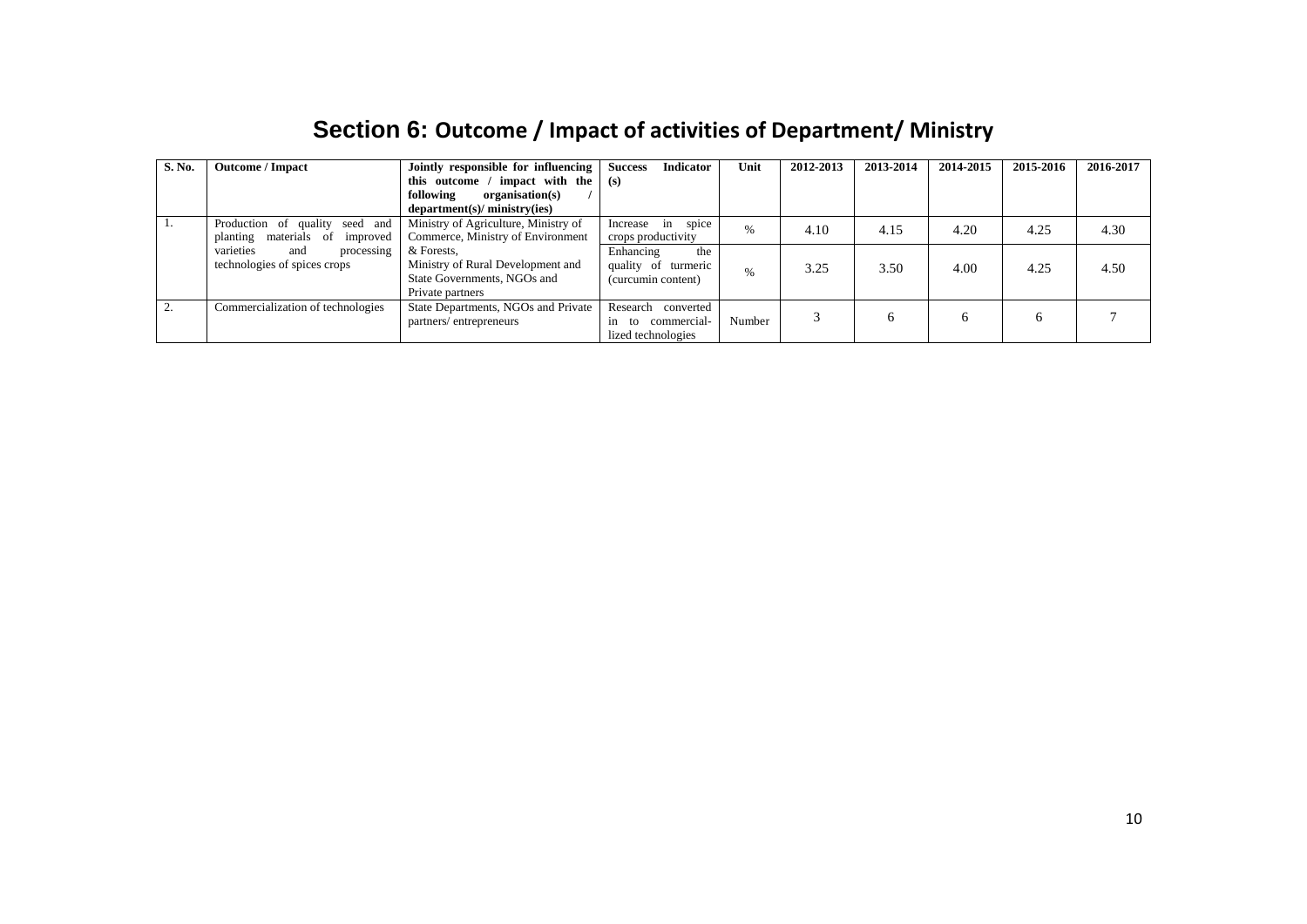# Section 6: Outcome / Impact of activities of Department/ Ministry

| S. No. | Outcome / Impact | Jointly responsible for influencing this outcome / impact with the following organisation(s) / department(s)/ ministry(ies) | Success Indicator (s) | Unit | 2012-2013 | 2013-2014 | 2014-2015 | 2015-2016 | 2016-2017 |
|---|---|---|---|---|---|---|---|---|---|
| 1. | Production of quality seed and planting materials of improved varieties and processing technologies of spices crops | Ministry of Agriculture, Ministry of Commerce, Ministry of Environment & Forests, Ministry of Rural Development and State Governments, NGOs and Private partners | Increase in spice crops productivity | % | 4.10 | 4.15 | 4.20 | 4.25 | 4.30 |
| | | | Enhancing the quality of turmeric (curcumin content) | % | 3.25 | 3.50 | 4.00 | 4.25 | 4.50 |
| 2. | Commercialization of technologies | State Departments, NGOs and Private partners/ entrepreneurs | Research converted in to commercial-lized technologies | Number | 3 | 6 | 6 | 6 | 7 |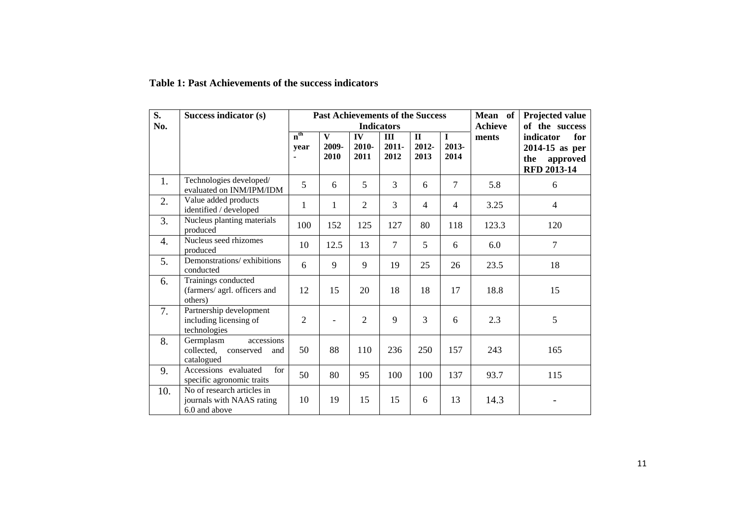**Table 1: Past Achievements of the success indicators**

| S. No. | Success indicator (s) | Past Achievements of the Success Indicators | | | | | | Mean of Achieve ments | Projected value of the success indicator for 2014-15 as per the approved RFD 2013-14 |
|---|---|---|---|---|---|---|---|---|---|
| | | n[th] year - | V 2009-2010 | IV 2010-2011 | III 2011-2012 | II 2012-2013 | I 2013-2014 | | |
| 1. | Technologies developed/ evaluated on INM/IPM/IDM | 5 | 6 | 5 | 3 | 6 | 7 | 5.8 | 6 |
| 2. | Value added products identified / developed | 1 | 1 | 2 | 3 | 4 | 4 | 3.25 | 4 |
| 3. | Nucleus planting materials produced | 100 | 152 | 125 | 127 | 80 | 118 | 123.3 | 120 |
| 4. | Nucleus seed rhizomes produced | 10 | 12.5 | 13 | 7 | 5 | 6 | 6.0 | 7 |
| 5. | Demonstrations/ exhibitions conducted | 6 | 9 | 9 | 19 | 25 | 26 | 23.5 | 18 |
| 6. | Trainings conducted (farmers/ agrl. officers and others) | 12 | 15 | 20 | 18 | 18 | 17 | 18.8 | 15 |
| 7. | Partnership development including licensing of technologies | 2 | - | 2 | 9 | 3 | 6 | 2.3 | 5 |
| 8. | Germplasm accessions collected, conserved and catalogued | 50 | 88 | 110 | 236 | 250 | 157 | 243 | 165 |
| 9. | Accessions evaluated for specific agronomic traits | 50 | 80 | 95 | 100 | 100 | 137 | 93.7 | 115 |
| 10. | No of research articles in journals with NAAS rating 6.0 and above | 10 | 19 | 15 | 15 | 6 | 13 | 14.3 | - |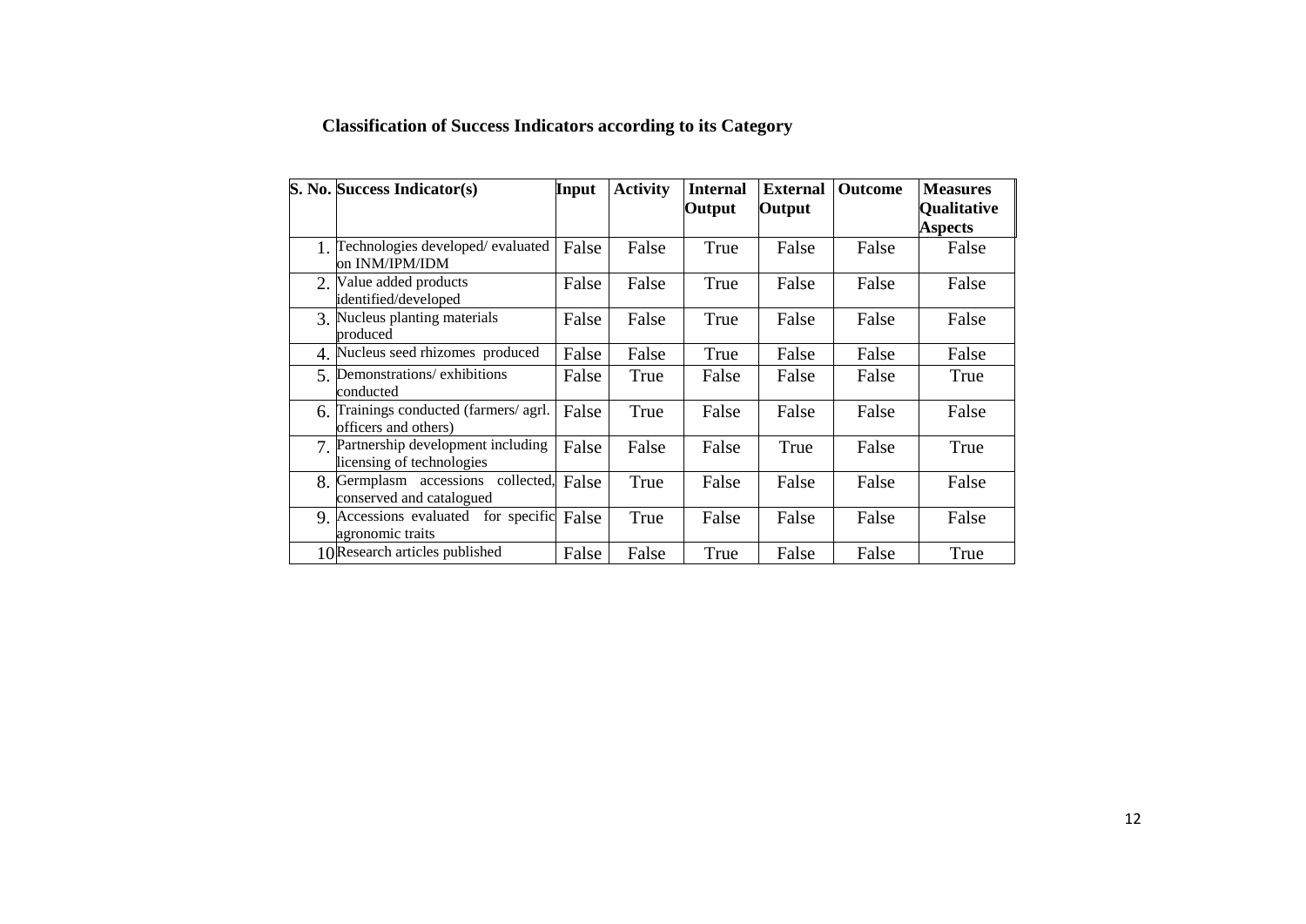**Classification of Success Indicators according to its Category**

| S. No. | Success Indicator(s) | Input | Activity | Internal Output | External Output | Outcome | Measures Qualitative Aspects |
|---|---|---|---|---|---|---|---|
| 1. | Technologies developed/ evaluated on INM/IPM/IDM | False | False | True | False | False | False |
| 2. | Value added products identified/developed | False | False | True | False | False | False |
| 3. | Nucleus planting materials produced | False | False | True | False | False | False |
| 4. | Nucleus seed rhizomes produced | False | False | True | False | False | False |
| 5. | Demonstrations/ exhibitions conducted | False | True | False | False | False | True |
| 6. | Trainings conducted (farmers/ agrl. officers and others) | False | True | False | False | False | False |
| 7. | Partnership development including licensing of technologies | False | False | False | True | False | True |
| 8. | Germplasm accessions collected, conserved and catalogued | False | True | False | False | False | False |
| 9. | Accessions evaluated for specific agronomic traits | False | True | False | False | False | False |
| 10 | Research articles published | False | False | True | False | False | True |